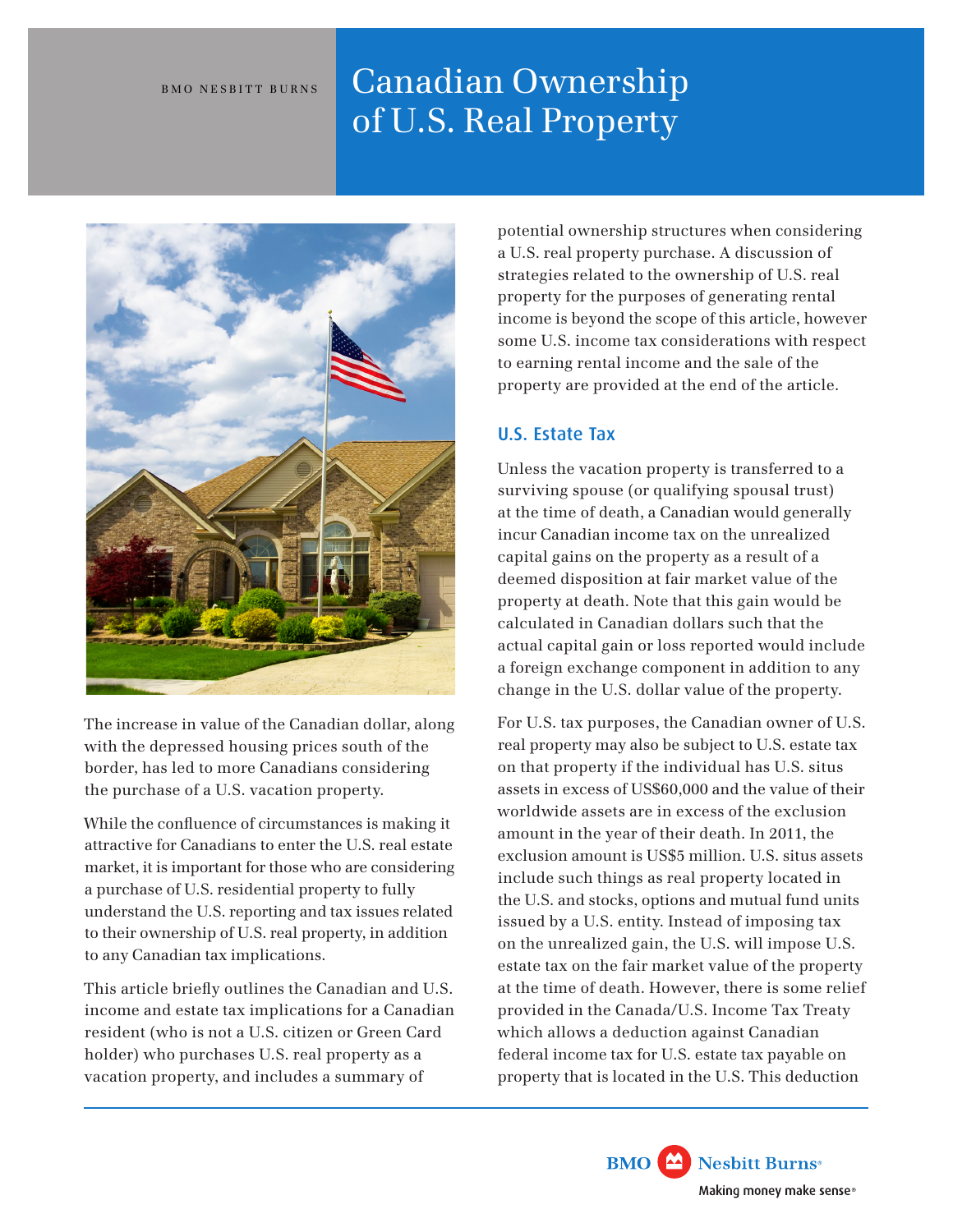BMO NESBITT BURNS

# Canadian Ownership of U.S. Real Property

The increase in value of the Canadian dollar, along with the depressed housing prices south of the border, has led to more Canadians considering the purchase of a U.S. vacation property.

While the confluence of circumstances is making it attractive for Canadians to enter the U.S. real estate market, it is important for those who are considering a purchase of U.S. residential property to fully understand the U.S. reporting and tax issues related to their ownership of U.S. real property, in addition to any Canadian tax implications.

This article briefly outlines the Canadian and U.S. income and estate tax implications for a Canadian resident (who is not a U.S. citizen or Green Card holder) who purchases U.S. real property as a vacation property, and includes a summary of potential ownership structures when considering a U.S. real property purchase. A discussion of strategies related to the ownership of U.S. real property for the purposes of generating rental income is beyond the scope of this article, however some U.S. income tax considerations with respect to earning rental income and the sale of the property are provided at the end of the article.

## U.S. Estate Tax

Unless the vacation property is transferred to a surviving spouse (or qualifying spousal trust) at the time of death, a Canadian would generally incur Canadian income tax on the unrealized capital gains on the property as a result of a deemed disposition at fair market value of the property at death. Note that this gain would be calculated in Canadian dollars such that the actual capital gain or loss reported would include a foreign exchange component in addition to any change in the U.S. dollar value of the property.

For U.S. tax purposes, the Canadian owner of U.S. real property may also be subject to U.S. estate tax on that property if the individual has U.S. situs assets in excess of US$60,000 and the value of their worldwide assets are in excess of the exclusion amount in the year of their death. In 2011, the exclusion amount is US$5 million. U.S. situs assets include such things as real property located in the U.S. and stocks, options and mutual fund units issued by a U.S. entity. Instead of imposing tax on the unrealized gain, the U.S. will impose U.S. estate tax on the fair market value of the property at the time of death. However, there is some relief provided in the Canada/U.S. Income Tax Treaty which allows a deduction against Canadian federal income tax for U.S. estate tax payable on property that is located in the U.S. This deduction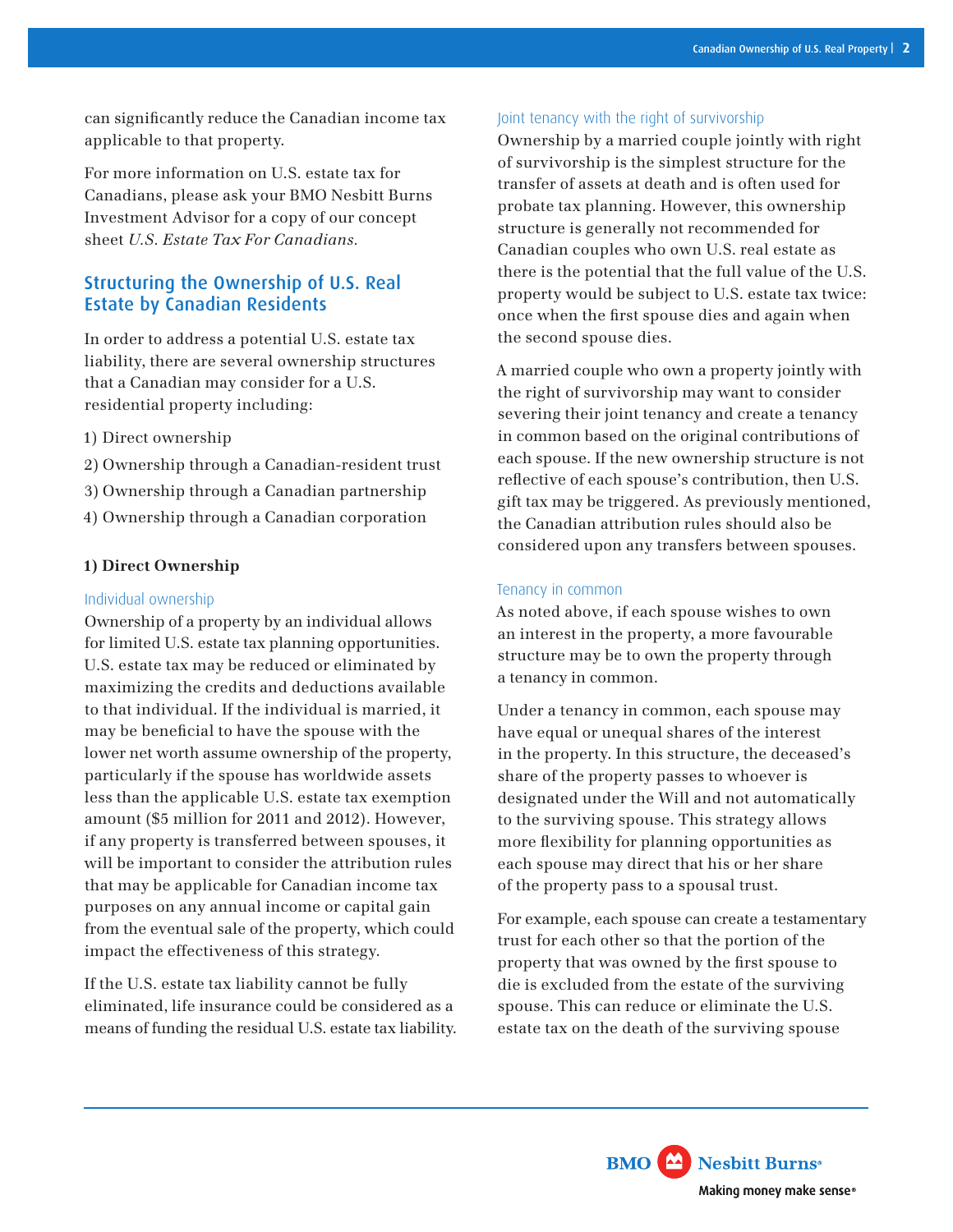can significantly reduce the Canadian income tax applicable to that property.

For more information on U.S. estate tax for Canadians, please ask your BMO Nesbitt Burns Investment Advisor for a copy of our concept sheet *U.S. Estate Tax For Canadians.*

## Structuring the Ownership of U.S. Real Estate by Canadian Residents

In order to address a potential U.S. estate tax liability, there are several ownership structures that a Canadian may consider for a U.S. residential property including:

1) Direct ownership
2) Ownership through a Canadian-resident trust
3) Ownership through a Canadian partnership
4) Ownership through a Canadian corporation

**1) Direct Ownership**

### Individual ownership

Ownership of a property by an individual allows for limited U.S. estate tax planning opportunities. U.S. estate tax may be reduced or eliminated by maximizing the credits and deductions available to that individual. If the individual is married, it may be beneficial to have the spouse with the lower net worth assume ownership of the property, particularly if the spouse has worldwide assets less than the applicable U.S. estate tax exemption amount ($5 million for 2011 and 2012). However, if any property is transferred between spouses, it will be important to consider the attribution rules that may be applicable for Canadian income tax purposes on any annual income or capital gain from the eventual sale of the property, which could impact the effectiveness of this strategy.

If the U.S. estate tax liability cannot be fully eliminated, life insurance could be considered as a means of funding the residual U.S. estate tax liability.

### Joint tenancy with the right of survivorship

Ownership by a married couple jointly with right of survivorship is the simplest structure for the transfer of assets at death and is often used for probate tax planning. However, this ownership structure is generally not recommended for Canadian couples who own U.S. real estate as there is the potential that the full value of the U.S. property would be subject to U.S. estate tax twice: once when the first spouse dies and again when the second spouse dies.

A married couple who own a property jointly with the right of survivorship may want to consider severing their joint tenancy and create a tenancy in common based on the original contributions of each spouse. If the new ownership structure is not reflective of each spouse's contribution, then U.S. gift tax may be triggered. As previously mentioned, the Canadian attribution rules should also be considered upon any transfers between spouses.

### Tenancy in common

As noted above, if each spouse wishes to own an interest in the property, a more favourable structure may be to own the property through a tenancy in common.

Under a tenancy in common, each spouse may have equal or unequal shares of the interest in the property. In this structure, the deceased's share of the property passes to whoever is designated under the Will and not automatically to the surviving spouse. This strategy allows more flexibility for planning opportunities as each spouse may direct that his or her share of the property pass to a spousal trust.

For example, each spouse can create a testamentary trust for each other so that the portion of the property that was owned by the first spouse to die is excluded from the estate of the surviving spouse. This can reduce or eliminate the U.S. estate tax on the death of the surviving spouse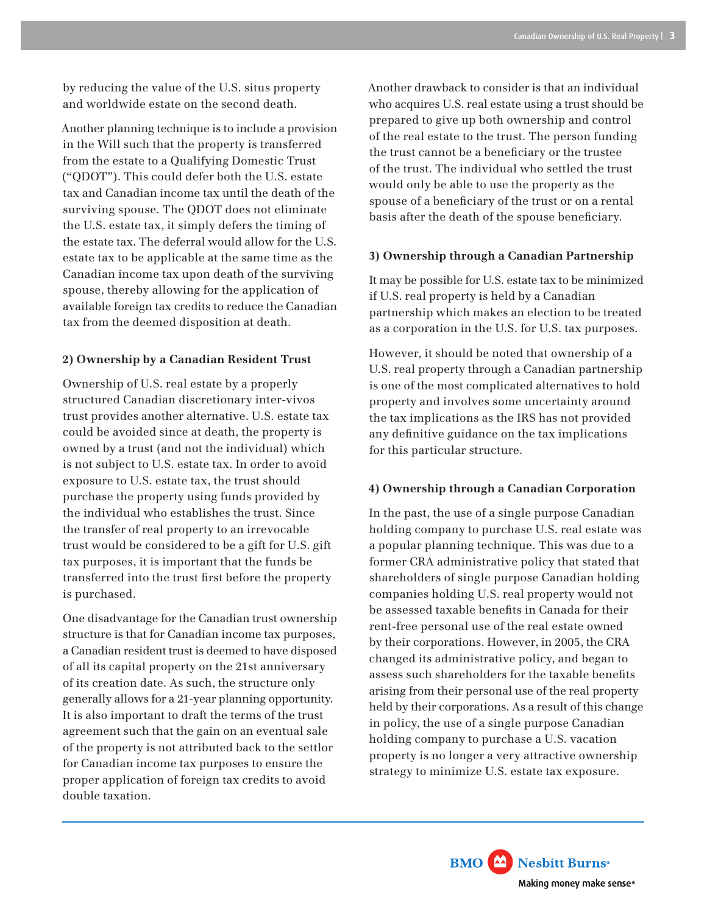by reducing the value of the U.S. situs property and worldwide estate on the second death.

Another planning technique is to include a provision in the Will such that the property is transferred from the estate to a Qualifying Domestic Trust ("QDOT"). This could defer both the U.S. estate tax and Canadian income tax until the death of the surviving spouse. The QDOT does not eliminate the U.S. estate tax, it simply defers the timing of the estate tax. The deferral would allow for the U.S. estate tax to be applicable at the same time as the Canadian income tax upon death of the surviving spouse, thereby allowing for the application of available foreign tax credits to reduce the Canadian tax from the deemed disposition at death.

**2) Ownership by a Canadian Resident Trust**

Ownership of U.S. real estate by a properly structured Canadian discretionary inter-vivos trust provides another alternative. U.S. estate tax could be avoided since at death, the property is owned by a trust (and not the individual) which is not subject to U.S. estate tax. In order to avoid exposure to U.S. estate tax, the trust should purchase the property using funds provided by the individual who establishes the trust. Since the transfer of real property to an irrevocable trust would be considered to be a gift for U.S. gift tax purposes, it is important that the funds be transferred into the trust first before the property is purchased.

One disadvantage for the Canadian trust ownership structure is that for Canadian income tax purposes, a Canadian resident trust is deemed to have disposed of all its capital property on the 21st anniversary of its creation date. As such, the structure only generally allows for a 21-year planning opportunity. It is also important to draft the terms of the trust agreement such that the gain on an eventual sale of the property is not attributed back to the settlor for Canadian income tax purposes to ensure the proper application of foreign tax credits to avoid double taxation.

Another drawback to consider is that an individual who acquires U.S. real estate using a trust should be prepared to give up both ownership and control of the real estate to the trust. The person funding the trust cannot be a beneficiary or the trustee of the trust. The individual who settled the trust would only be able to use the property as the spouse of a beneficiary of the trust or on a rental basis after the death of the spouse beneficiary.

**3) Ownership through a Canadian Partnership**

It may be possible for U.S. estate tax to be minimized if U.S. real property is held by a Canadian partnership which makes an election to be treated as a corporation in the U.S. for U.S. tax purposes.

However, it should be noted that ownership of a U.S. real property through a Canadian partnership is one of the most complicated alternatives to hold property and involves some uncertainty around the tax implications as the IRS has not provided any definitive guidance on the tax implications for this particular structure.

**4) Ownership through a Canadian Corporation**

In the past, the use of a single purpose Canadian holding company to purchase U.S. real estate was a popular planning technique. This was due to a former CRA administrative policy that stated that shareholders of single purpose Canadian holding companies holding U.S. real property would not be assessed taxable benefits in Canada for their rent-free personal use of the real estate owned by their corporations. However, in 2005, the CRA changed its administrative policy, and began to assess such shareholders for the taxable benefits arising from their personal use of the real property held by their corporations. As a result of this change in policy, the use of a single purpose Canadian holding company to purchase a U.S. vacation property is no longer a very attractive ownership strategy to minimize U.S. estate tax exposure.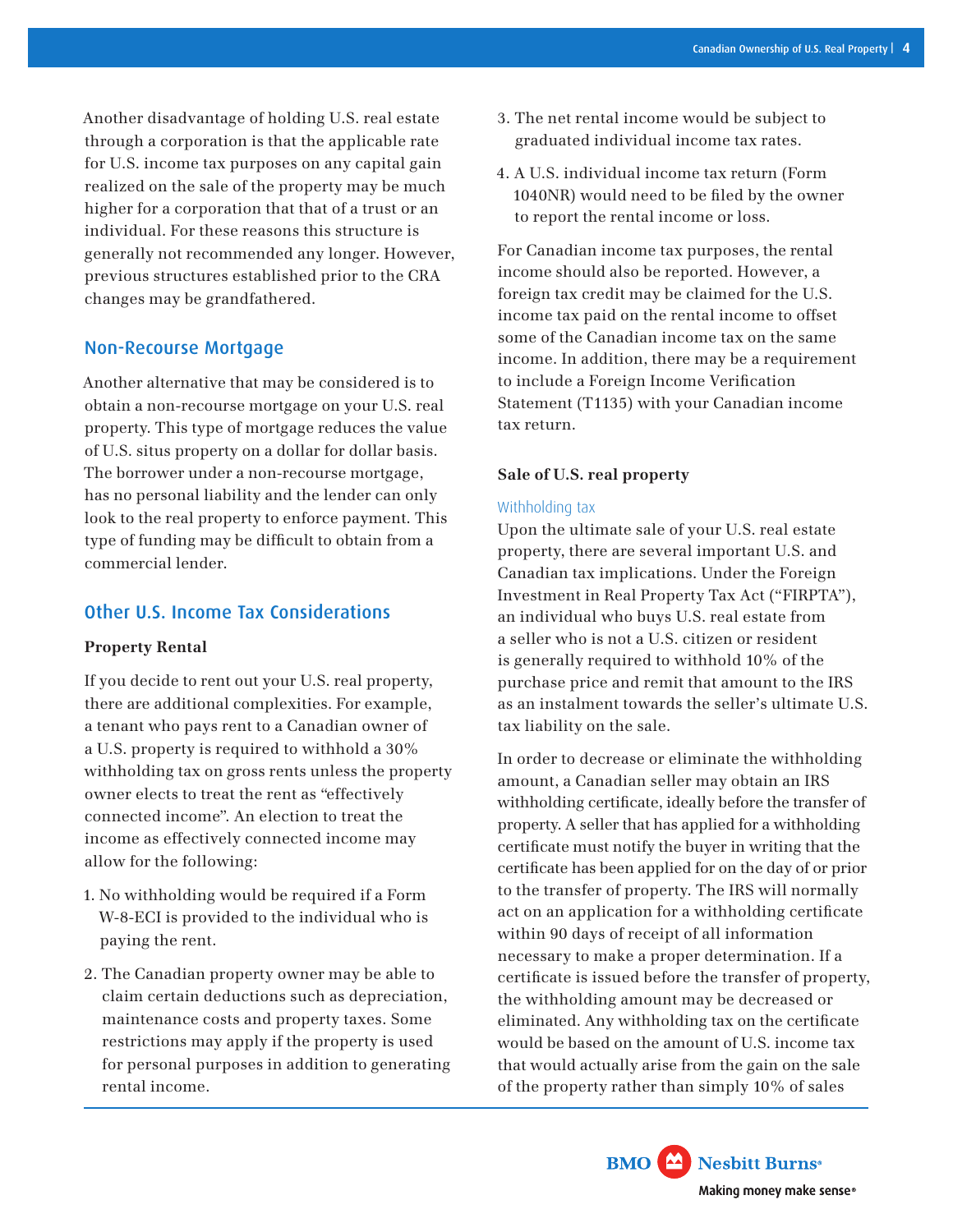Another disadvantage of holding U.S. real estate through a corporation is that the applicable rate for U.S. income tax purposes on any capital gain realized on the sale of the property may be much higher for a corporation that that of a trust or an individual. For these reasons this structure is generally not recommended any longer. However, previous structures established prior to the CRA changes may be grandfathered.

## Non-Recourse Mortgage

Another alternative that may be considered is to obtain a non-recourse mortgage on your U.S. real property. This type of mortgage reduces the value of U.S. situs property on a dollar for dollar basis. The borrower under a non-recourse mortgage, has no personal liability and the lender can only look to the real property to enforce payment. This type of funding may be difficult to obtain from a commercial lender.

## Other U.S. Income Tax Considerations

### Property Rental

If you decide to rent out your U.S. real property, there are additional complexities. For example, a tenant who pays rent to a Canadian owner of a U.S. property is required to withhold a 30% withholding tax on gross rents unless the property owner elects to treat the rent as "effectively connected income". An election to treat the income as effectively connected income may allow for the following:

1. No withholding would be required if a Form W-8-ECI is provided to the individual who is paying the rent.
2. The Canadian property owner may be able to claim certain deductions such as depreciation, maintenance costs and property taxes. Some restrictions may apply if the property is used for personal purposes in addition to generating rental income.
3. The net rental income would be subject to graduated individual income tax rates.
4. A U.S. individual income tax return (Form 1040NR) would need to be filed by the owner to report the rental income or loss.

For Canadian income tax purposes, the rental income should also be reported. However, a foreign tax credit may be claimed for the U.S. income tax paid on the rental income to offset some of the Canadian income tax on the same income. In addition, there may be a requirement to include a Foreign Income Verification Statement (T1135) with your Canadian income tax return.

### Sale of U.S. real property

#### Withholding tax

Upon the ultimate sale of your U.S. real estate property, there are several important U.S. and Canadian tax implications. Under the Foreign Investment in Real Property Tax Act ("FIRPTA"), an individual who buys U.S. real estate from a seller who is not a U.S. citizen or resident is generally required to withhold 10% of the purchase price and remit that amount to the IRS as an instalment towards the seller's ultimate U.S. tax liability on the sale.

In order to decrease or eliminate the withholding amount, a Canadian seller may obtain an IRS withholding certificate, ideally before the transfer of property. A seller that has applied for a withholding certificate must notify the buyer in writing that the certificate has been applied for on the day of or prior to the transfer of property. The IRS will normally act on an application for a withholding certificate within 90 days of receipt of all information necessary to make a proper determination. If a certificate is issued before the transfer of property, the withholding amount may be decreased or eliminated. Any withholding tax on the certificate would be based on the amount of U.S. income tax that would actually arise from the gain on the sale of the property rather than simply 10% of sales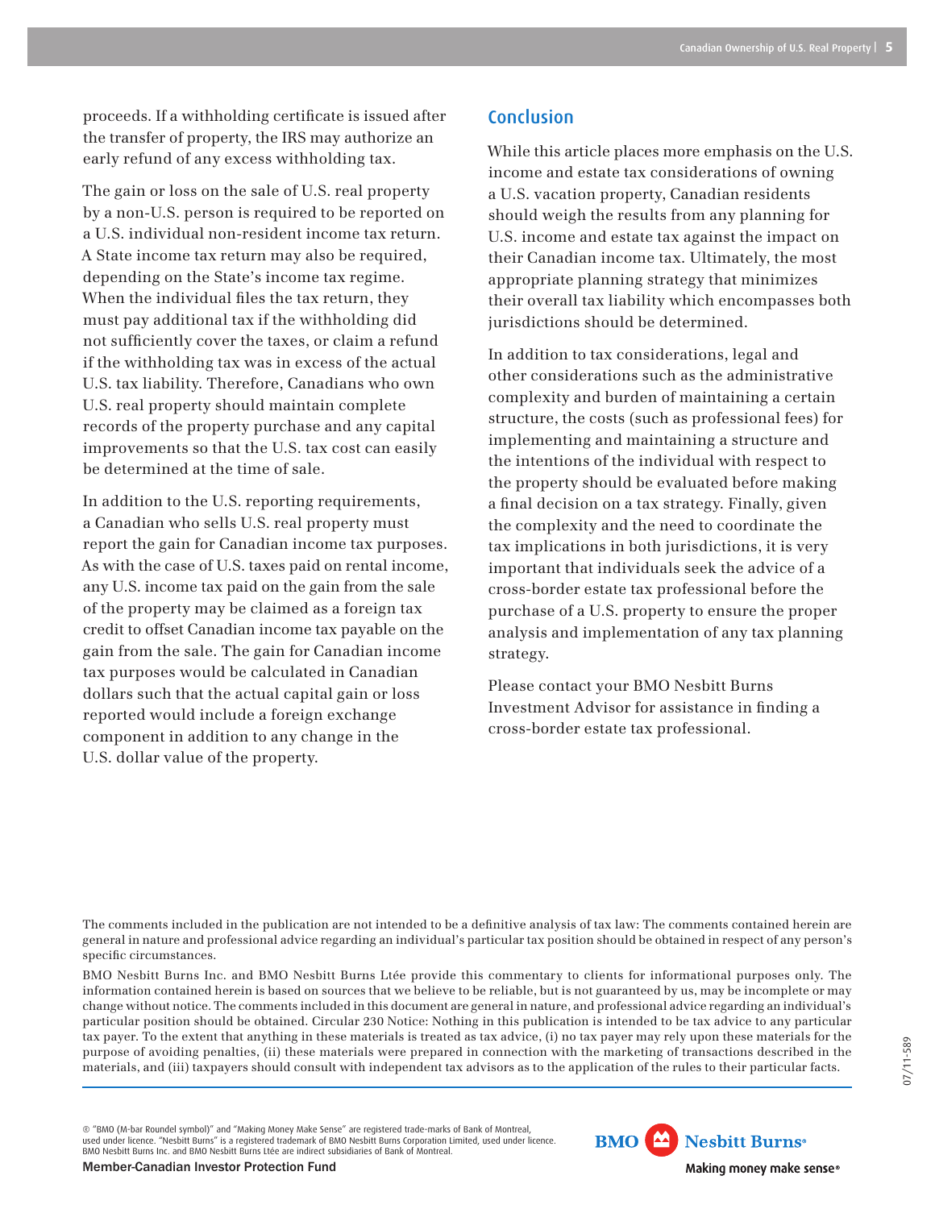proceeds. If a withholding certificate is issued after the transfer of property, the IRS may authorize an early refund of any excess withholding tax.

The gain or loss on the sale of U.S. real property by a non-U.S. person is required to be reported on a U.S. individual non-resident income tax return. A State income tax return may also be required, depending on the State's income tax regime. When the individual files the tax return, they must pay additional tax if the withholding did not sufficiently cover the taxes, or claim a refund if the withholding tax was in excess of the actual U.S. tax liability. Therefore, Canadians who own U.S. real property should maintain complete records of the property purchase and any capital improvements so that the U.S. tax cost can easily be determined at the time of sale.

In addition to the U.S. reporting requirements, a Canadian who sells U.S. real property must report the gain for Canadian income tax purposes. As with the case of U.S. taxes paid on rental income, any U.S. income tax paid on the gain from the sale of the property may be claimed as a foreign tax credit to offset Canadian income tax payable on the gain from the sale. The gain for Canadian income tax purposes would be calculated in Canadian dollars such that the actual capital gain or loss reported would include a foreign exchange component in addition to any change in the U.S. dollar value of the property.

## Conclusion

While this article places more emphasis on the U.S. income and estate tax considerations of owning a U.S. vacation property, Canadian residents should weigh the results from any planning for U.S. income and estate tax against the impact on their Canadian income tax. Ultimately, the most appropriate planning strategy that minimizes their overall tax liability which encompasses both jurisdictions should be determined.

In addition to tax considerations, legal and other considerations such as the administrative complexity and burden of maintaining a certain structure, the costs (such as professional fees) for implementing and maintaining a structure and the intentions of the individual with respect to the property should be evaluated before making a final decision on a tax strategy. Finally, given the complexity and the need to coordinate the tax implications in both jurisdictions, it is very important that individuals seek the advice of a cross-border estate tax professional before the purchase of a U.S. property to ensure the proper analysis and implementation of any tax planning strategy.

Please contact your BMO Nesbitt Burns Investment Advisor for assistance in finding a cross-border estate tax professional.

The comments included in the publication are not intended to be a definitive analysis of tax law: The comments contained herein are general in nature and professional advice regarding an individual's particular tax position should be obtained in respect of any person's specific circumstances.

BMO Nesbitt Burns Inc. and BMO Nesbitt Burns Ltée provide this commentary to clients for informational purposes only. The information contained herein is based on sources that we believe to be reliable, but is not guaranteed by us, may be incomplete or may change without notice. The comments included in this document are general in nature, and professional advice regarding an individual's particular tax position should be obtained. Circular 230 Notice: Nothing in this publication is intended to be tax advice to any particular tax payer. To the extent that anything in these materials is treated as tax advice, (i) no tax payer may rely upon these materials for the purpose of avoiding penalties, (ii) these materials were prepared in connection with the marketing of transactions described in the materials, and (iii) taxpayers should consult with independent tax advisors as to the application of the rules to their particular facts.

07/11-589

® "BMO (M-bar Roundel symbol)" and "Making Money Make Sense" are registered trade-marks of Bank of Montreal, used under licence. "Nesbitt Burns" is a registered trademark of BMO Nesbitt Burns Corporation Limited, used under licence. BMO Nesbitt Burns Inc. and BMO Nesbitt Burns Ltée are indirect subsidiaries of Bank of Montreal.

Member-Canadian Investor Protection Fund

BMO Nesbitt Burns®

Making money make sense®